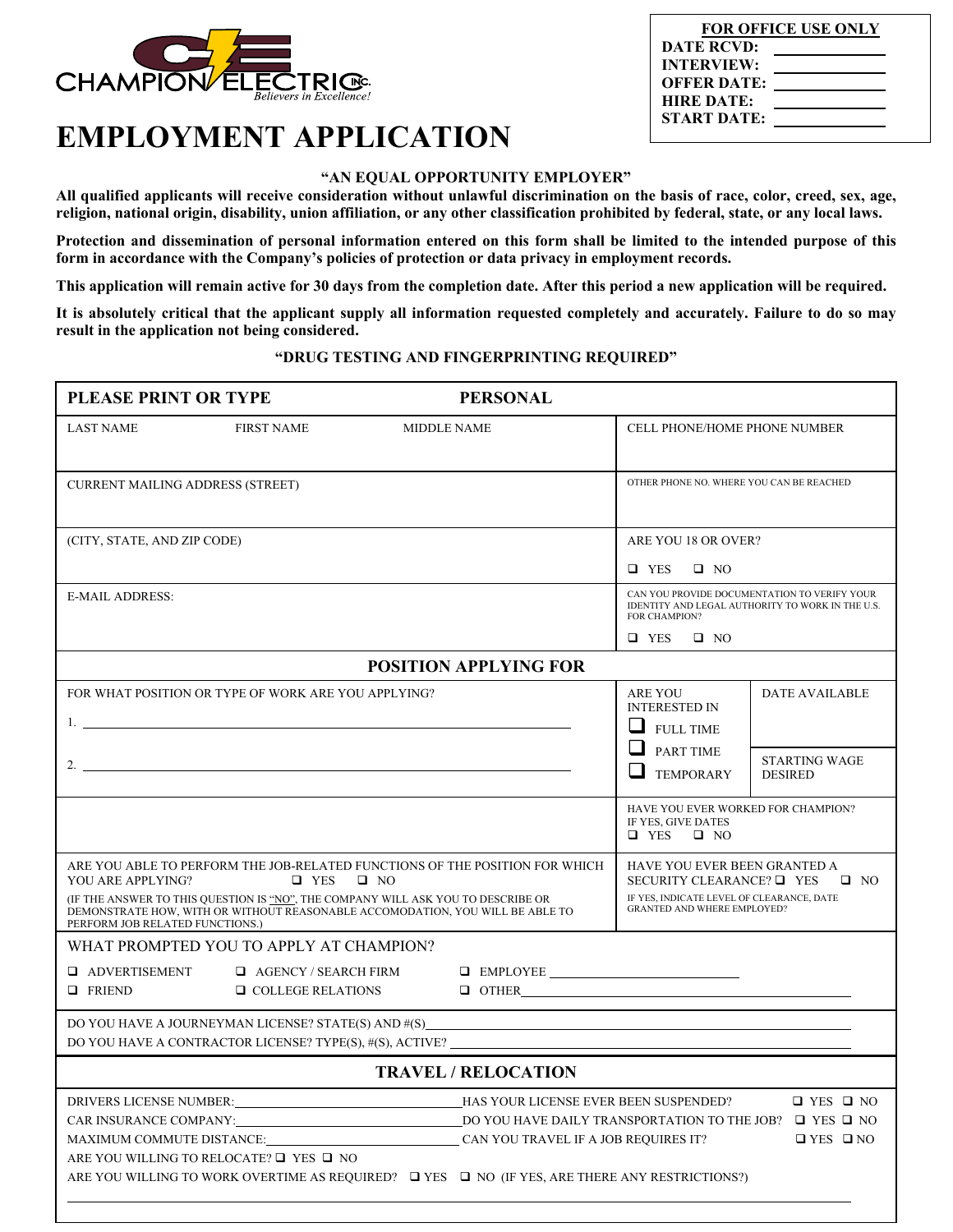CHAMPION ELECTRIC INC.
*Believers in Excellence!*

| FOR OFFICE USE ONLY | |
|---|---|
| DATE RCVD: | |
| INTERVIEW: | |
| OFFER DATE: | |
| HIRE DATE: | |
| START DATE: | |

# EMPLOYMENT APPLICATION

**"AN EQUAL OPPORTUNITY EMPLOYER"**

**All qualified applicants will receive consideration without unlawful discrimination on the basis of race, color, creed, sex, age, religion, national origin, disability, union affiliation, or any other classification prohibited by federal, state, or any local laws.**

**Protection and dissemination of personal information entered on this form shall be limited to the intended purpose of this form in accordance with the Company's policies of protection or data privacy in employment records.**

**This application will remain active for 30 days from the completion date. After this period a new application will be required.**

**It is absolutely critical that the applicant supply all information requested completely and accurately. Failure to do so may result in the application not being considered.**

**"DRUG TESTING AND FINGERPRINTING REQUIRED"**

## PLEASE PRINT OR TYPE — PERSONAL

| LAST NAME / FIRST NAME / MIDDLE NAME | CELL PHONE/HOME PHONE NUMBER |
|---|---|
| CURRENT MAILING ADDRESS (STREET) | OTHER PHONE NO. WHERE YOU CAN BE REACHED |
| (CITY, STATE, AND ZIP CODE) | ARE YOU 18 OR OVER? ❑ YES ❑ NO |
| E-MAIL ADDRESS: | CAN YOU PROVIDE DOCUMENTATION TO VERIFY YOUR IDENTITY AND LEGAL AUTHORITY TO WORK IN THE U.S. FOR CHAMPION? ❑ YES ❑ NO |

## POSITION APPLYING FOR

FOR WHAT POSITION OR TYPE OF WORK ARE YOU APPLYING?

1. ______________________________

2. ______________________________

| ARE YOU INTERESTED IN | DATE AVAILABLE |
|---|---|
| ❑ FULL TIME<br>❑ PART TIME<br>❑ TEMPORARY | STARTING WAGE DESIRED |

HAVE YOU EVER WORKED FOR CHAMPION? IF YES, GIVE DATES ❑ YES ❑ NO

ARE YOU ABLE TO PERFORM THE JOB-RELATED FUNCTIONS OF THE POSITION FOR WHICH YOU ARE APPLYING? ❑ YES ❑ NO
(IF THE ANSWER TO THIS QUESTION IS "NO", THE COMPANY WILL ASK YOU TO DESCRIBE OR DEMONSTRATE HOW, WITH OR WITHOUT REASONABLE ACCOMODATION, YOU WILL BE ABLE TO PERFORM JOB RELATED FUNCTIONS.)

HAVE YOU EVER BEEN GRANTED A SECURITY CLEARANCE? ❑ YES ❑ NO
IF YES, INDICATE LEVEL OF CLEARANCE, DATE GRANTED AND WHERE EMPLOYED?

WHAT PROMPTED YOU TO APPLY AT CHAMPION?

❑ ADVERTISEMENT ❑ AGENCY / SEARCH FIRM ❑ EMPLOYEE ____________
❑ FRIEND ❑ COLLEGE RELATIONS ❑ OTHER ____________

DO YOU HAVE A JOURNEYMAN LICENSE? STATE(S) AND #(S) ____________
DO YOU HAVE A CONTRACTOR LICENSE? TYPE(S), #(S), ACTIVE? ____________

## TRAVEL / RELOCATION

DRIVERS LICENSE NUMBER: ____________ HAS YOUR LICENSE EVER BEEN SUSPENDED? ❑ YES ❑ NO
CAR INSURANCE COMPANY: ____________ DO YOU HAVE DAILY TRANSPORTATION TO THE JOB? ❑ YES ❑ NO
MAXIMUM COMMUTE DISTANCE: ____________ CAN YOU TRAVEL IF A JOB REQUIRES IT? ❑ YES ❑ NO
ARE YOU WILLING TO RELOCATE? ❑ YES ❑ NO
ARE YOU WILLING TO WORK OVERTIME AS REQUIRED? ❑ YES ❑ NO (IF YES, ARE THERE ANY RESTRICTIONS?)

____________________________________________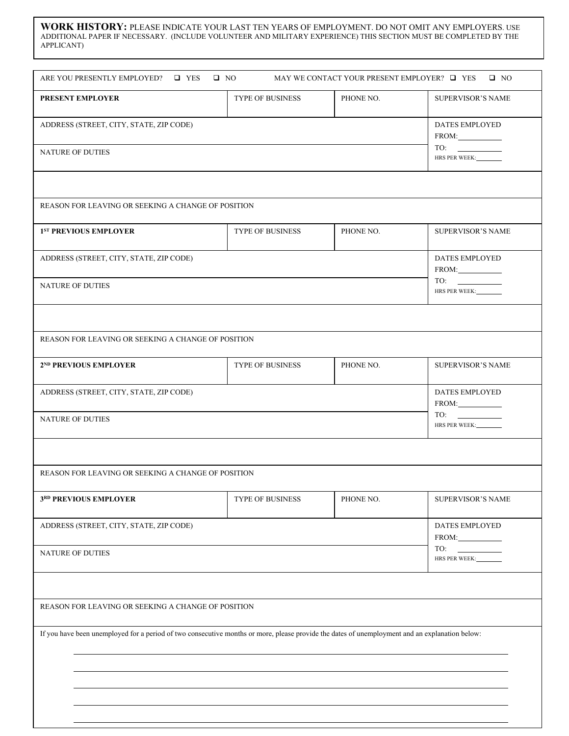**WORK HISTORY:** PLEASE INDICATE YOUR LAST TEN YEARS OF EMPLOYMENT. DO NOT OMIT ANY EMPLOYERS. USE ADDITIONAL PAPER IF NECESSARY. (INCLUDE VOLUNTEER AND MILITARY EXPERIENCE) THIS SECTION MUST BE COMPLETED BY THE APPLICANT)

ARE YOU PRESENTLY EMPLOYED? ☐ YES ☐ NO MAY WE CONTACT YOUR PRESENT EMPLOYER? ☐ YES ☐ NO

| **PRESENT EMPLOYER** | TYPE OF BUSINESS | PHONE NO. | SUPERVISOR'S NAME |
|---|---|---|---|
| ADDRESS (STREET, CITY, STATE, ZIP CODE) | | | DATES EMPLOYED<br>FROM:\_\_\_\_\_\_\_\_<br>TO: \_\_\_\_\_\_\_\_<br>HRS PER WEEK:\_\_\_\_\_\_ |
| NATURE OF DUTIES | | | |
| | | | |
| REASON FOR LEAVING OR SEEKING A CHANGE OF POSITION | | | |

| **1ST PREVIOUS EMPLOYER** | TYPE OF BUSINESS | PHONE NO. | SUPERVISOR'S NAME |
|---|---|---|---|
| ADDRESS (STREET, CITY, STATE, ZIP CODE) | | | DATES EMPLOYED<br>FROM:\_\_\_\_\_\_\_\_<br>TO: \_\_\_\_\_\_\_\_<br>HRS PER WEEK:\_\_\_\_\_\_ |
| NATURE OF DUTIES | | | |
| | | | |
| REASON FOR LEAVING OR SEEKING A CHANGE OF POSITION | | | |

| **2ND PREVIOUS EMPLOYER** | TYPE OF BUSINESS | PHONE NO. | SUPERVISOR'S NAME |
|---|---|---|---|
| ADDRESS (STREET, CITY, STATE, ZIP CODE) | | | DATES EMPLOYED<br>FROM:\_\_\_\_\_\_\_\_<br>TO: \_\_\_\_\_\_\_\_<br>HRS PER WEEK:\_\_\_\_\_\_ |
| NATURE OF DUTIES | | | |
| | | | |
| REASON FOR LEAVING OR SEEKING A CHANGE OF POSITION | | | |

| **3RD PREVIOUS EMPLOYER** | TYPE OF BUSINESS | PHONE NO. | SUPERVISOR'S NAME |
|---|---|---|---|
| ADDRESS (STREET, CITY, STATE, ZIP CODE) | | | DATES EMPLOYED<br>FROM:\_\_\_\_\_\_\_\_<br>TO: \_\_\_\_\_\_\_\_<br>HRS PER WEEK:\_\_\_\_\_\_ |
| NATURE OF DUTIES | | | |
| | | | |
| REASON FOR LEAVING OR SEEKING A CHANGE OF POSITION | | | |

If you have been unemployed for a period of two consecutive months or more, please provide the dates of unemployment and an explanation below:

\_\_\_\_\_\_\_\_\_\_\_\_\_\_\_\_\_\_\_\_\_\_\_\_\_\_\_\_\_\_\_\_\_\_\_\_\_\_\_\_\_\_\_\_\_\_\_\_\_\_\_\_\_\_\_\_\_\_\_\_

\_\_\_\_\_\_\_\_\_\_\_\_\_\_\_\_\_\_\_\_\_\_\_\_\_\_\_\_\_\_\_\_\_\_\_\_\_\_\_\_\_\_\_\_\_\_\_\_\_\_\_\_\_\_\_\_\_\_\_\_

\_\_\_\_\_\_\_\_\_\_\_\_\_\_\_\_\_\_\_\_\_\_\_\_\_\_\_\_\_\_\_\_\_\_\_\_\_\_\_\_\_\_\_\_\_\_\_\_\_\_\_\_\_\_\_\_\_\_\_\_

\_\_\_\_\_\_\_\_\_\_\_\_\_\_\_\_\_\_\_\_\_\_\_\_\_\_\_\_\_\_\_\_\_\_\_\_\_\_\_\_\_\_\_\_\_\_\_\_\_\_\_\_\_\_\_\_\_\_\_\_

\_\_\_\_\_\_\_\_\_\_\_\_\_\_\_\_\_\_\_\_\_\_\_\_\_\_\_\_\_\_\_\_\_\_\_\_\_\_\_\_\_\_\_\_\_\_\_\_\_\_\_\_\_\_\_\_\_\_\_\_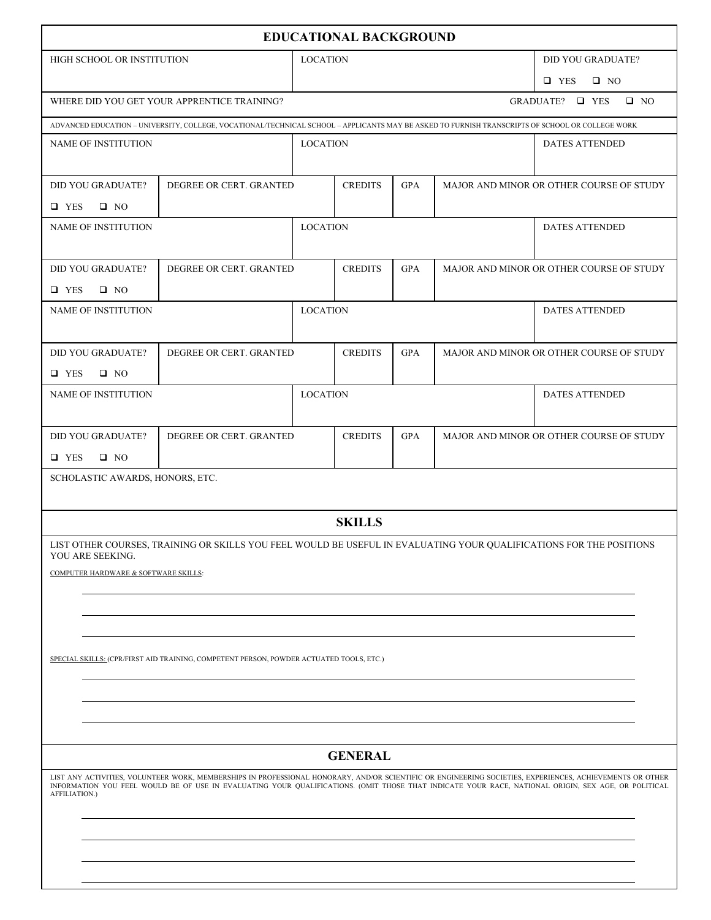## EDUCATIONAL BACKGROUND

| HIGH SCHOOL OR INSTITUTION | LOCATION | DID YOU GRADUATE? |
|---|---|---|
| | | ❑ YES ❑ NO |

WHERE DID YOU GET YOUR APPRENTICE TRAINING? GRADUATE? ❑ YES ❑ NO

ADVANCED EDUCATION – UNIVERSITY, COLLEGE, VOCATIONAL/TECHNICAL SCHOOL – APPLICANTS MAY BE ASKED TO FURNISH TRANSCRIPTS OF SCHOOL OR COLLEGE WORK

| NAME OF INSTITUTION | | LOCATION | | | DATES ATTENDED |
|---|---|---|---|---|---|
| | | | | | |
| DID YOU GRADUATE? ❑ YES ❑ NO | DEGREE OR CERT. GRANTED | | CREDITS | GPA | MAJOR AND MINOR OR OTHER COURSE OF STUDY |
| NAME OF INSTITUTION | | LOCATION | | | DATES ATTENDED |
| | | | | | |
| DID YOU GRADUATE? ❑ YES ❑ NO | DEGREE OR CERT. GRANTED | | CREDITS | GPA | MAJOR AND MINOR OR OTHER COURSE OF STUDY |
| NAME OF INSTITUTION | | LOCATION | | | DATES ATTENDED |
| | | | | | |
| DID YOU GRADUATE? ❑ YES ❑ NO | DEGREE OR CERT. GRANTED | | CREDITS | GPA | MAJOR AND MINOR OR OTHER COURSE OF STUDY |
| NAME OF INSTITUTION | | LOCATION | | | DATES ATTENDED |
| | | | | | |
| DID YOU GRADUATE? ❑ YES ❑ NO | DEGREE OR CERT. GRANTED | | CREDITS | GPA | MAJOR AND MINOR OR OTHER COURSE OF STUDY |

SCHOLASTIC AWARDS, HONORS, ETC.

## SKILLS

LIST OTHER COURSES, TRAINING OR SKILLS YOU FEEL WOULD BE USEFUL IN EVALUATING YOUR QUALIFICATIONS FOR THE POSITIONS YOU ARE SEEKING.

COMPUTER HARDWARE & SOFTWARE SKILLS:

_______________________________________________

_______________________________________________

_______________________________________________

SPECIAL SKILLS: (CPR/FIRST AID TRAINING, COMPETENT PERSON, POWDER ACTUATED TOOLS, ETC.)

_______________________________________________

_______________________________________________

_______________________________________________

## GENERAL

LIST ANY ACTIVITIES, VOLUNTEER WORK, MEMBERSHIPS IN PROFESSIONAL HONORARY, AND/OR SCIENTIFIC OR ENGINEERING SOCIETIES, EXPERIENCES, ACHIEVEMENTS OR OTHER INFORMATION YOU FEEL WOULD BE OF USE IN EVALUATING YOUR QUALIFICATIONS. (OMIT THOSE THAT INDICATE YOUR RACE, NATIONAL ORIGIN, SEX AGE, OR POLITICAL AFFILIATION.)

_______________________________________________

_______________________________________________

_______________________________________________

_______________________________________________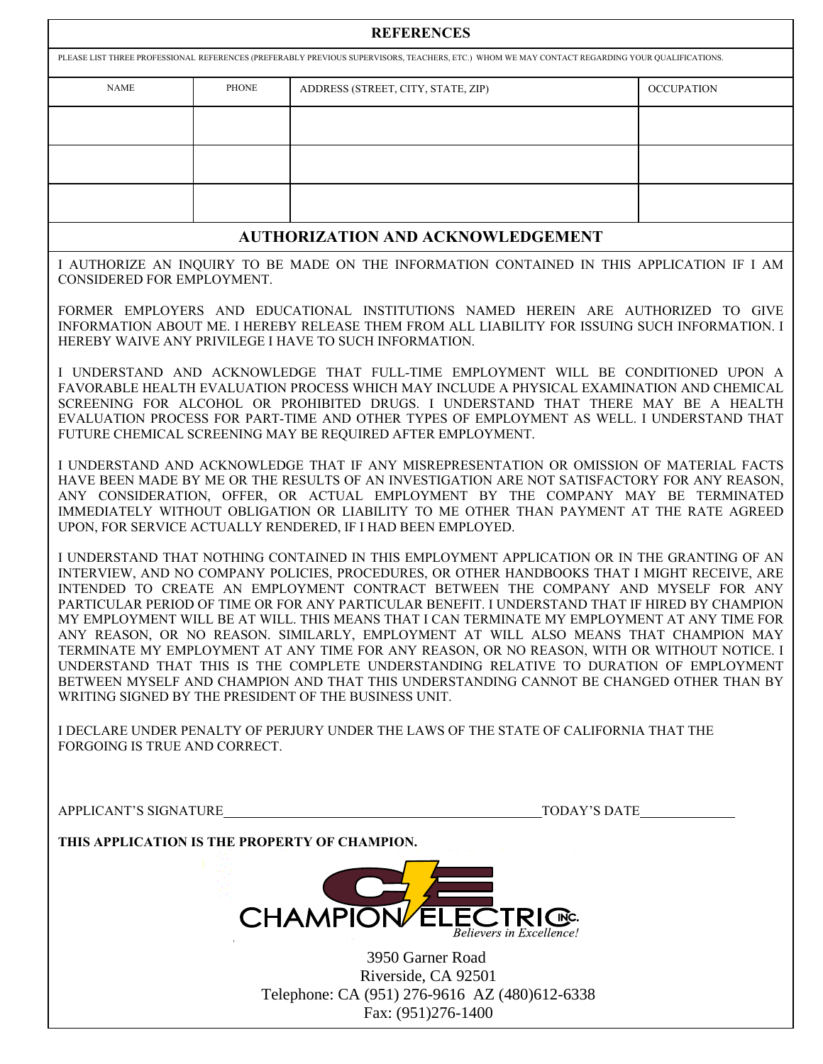## REFERENCES

PLEASE LIST THREE PROFESSIONAL REFERENCES (PREFERABLY PREVIOUS SUPERVISORS, TEACHERS, ETC.) WHOM WE MAY CONTACT REGARDING YOUR QUALIFICATIONS.

| NAME | PHONE | ADDRESS (STREET, CITY, STATE, ZIP) | OCCUPATION |
|---|---|---|---|
| | | | |
| | | | |
| | | | |

## AUTHORIZATION AND ACKNOWLEDGEMENT

I AUTHORIZE AN INQUIRY TO BE MADE ON THE INFORMATION CONTAINED IN THIS APPLICATION IF I AM CONSIDERED FOR EMPLOYMENT.

FORMER EMPLOYERS AND EDUCATIONAL INSTITUTIONS NAMED HEREIN ARE AUTHORIZED TO GIVE INFORMATION ABOUT ME. I HEREBY RELEASE THEM FROM ALL LIABILITY FOR ISSUING SUCH INFORMATION. I HEREBY WAIVE ANY PRIVILEGE I HAVE TO SUCH INFORMATION.

I UNDERSTAND AND ACKNOWLEDGE THAT FULL-TIME EMPLOYMENT WILL BE CONDITIONED UPON A FAVORABLE HEALTH EVALUATION PROCESS WHICH MAY INCLUDE A PHYSICAL EXAMINATION AND CHEMICAL SCREENING FOR ALCOHOL OR PROHIBITED DRUGS. I UNDERSTAND THAT THERE MAY BE A HEALTH EVALUATION PROCESS FOR PART-TIME AND OTHER TYPES OF EMPLOYMENT AS WELL. I UNDERSTAND THAT FUTURE CHEMICAL SCREENING MAY BE REQUIRED AFTER EMPLOYMENT.

I UNDERSTAND AND ACKNOWLEDGE THAT IF ANY MISREPRESENTATION OR OMISSION OF MATERIAL FACTS HAVE BEEN MADE BY ME OR THE RESULTS OF AN INVESTIGATION ARE NOT SATISFACTORY FOR ANY REASON, ANY CONSIDERATION, OFFER, OR ACTUAL EMPLOYMENT BY THE COMPANY MAY BE TERMINATED IMMEDIATELY WITHOUT OBLIGATION OR LIABILITY TO ME OTHER THAN PAYMENT AT THE RATE AGREED UPON, FOR SERVICE ACTUALLY RENDERED, IF I HAD BEEN EMPLOYED.

I UNDERSTAND THAT NOTHING CONTAINED IN THIS EMPLOYMENT APPLICATION OR IN THE GRANTING OF AN INTERVIEW, AND NO COMPANY POLICIES, PROCEDURES, OR OTHER HANDBOOKS THAT I MIGHT RECEIVE, ARE INTENDED TO CREATE AN EMPLOYMENT CONTRACT BETWEEN THE COMPANY AND MYSELF FOR ANY PARTICULAR PERIOD OF TIME OR FOR ANY PARTICULAR BENEFIT. I UNDERSTAND THAT IF HIRED BY CHAMPION MY EMPLOYMENT WILL BE AT WILL. THIS MEANS THAT I CAN TERMINATE MY EMPLOYMENT AT ANY TIME FOR ANY REASON, OR NO REASON. SIMILARLY, EMPLOYMENT AT WILL ALSO MEANS THAT CHAMPION MAY TERMINATE MY EMPLOYMENT AT ANY TIME FOR ANY REASON, OR NO REASON, WITH OR WITHOUT NOTICE. I UNDERSTAND THAT THIS IS THE COMPLETE UNDERSTANDING RELATIVE TO DURATION OF EMPLOYMENT BETWEEN MYSELF AND CHAMPION AND THAT THIS UNDERSTANDING CANNOT BE CHANGED OTHER THAN BY WRITING SIGNED BY THE PRESIDENT OF THE BUSINESS UNIT.

I DECLARE UNDER PENALTY OF PERJURY UNDER THE LAWS OF THE STATE OF CALIFORNIA THAT THE FORGOING IS TRUE AND CORRECT.

APPLICANT'S SIGNATURE\_\_\_\_\_\_\_\_\_\_\_\_\_\_\_\_\_\_\_\_\_\_\_\_\_\_\_\_\_\_ TODAY'S DATE\_\_\_\_\_\_\_\_\_\_\_\_

**THIS APPLICATION IS THE PROPERTY OF CHAMPION.**

CHAMPION ELECTRIC INC.
*Believers in Excellence!*

3950 Garner Road
Riverside, CA 92501
Telephone: CA (951) 276-9616 AZ (480)612-6338
Fax: (951)276-1400